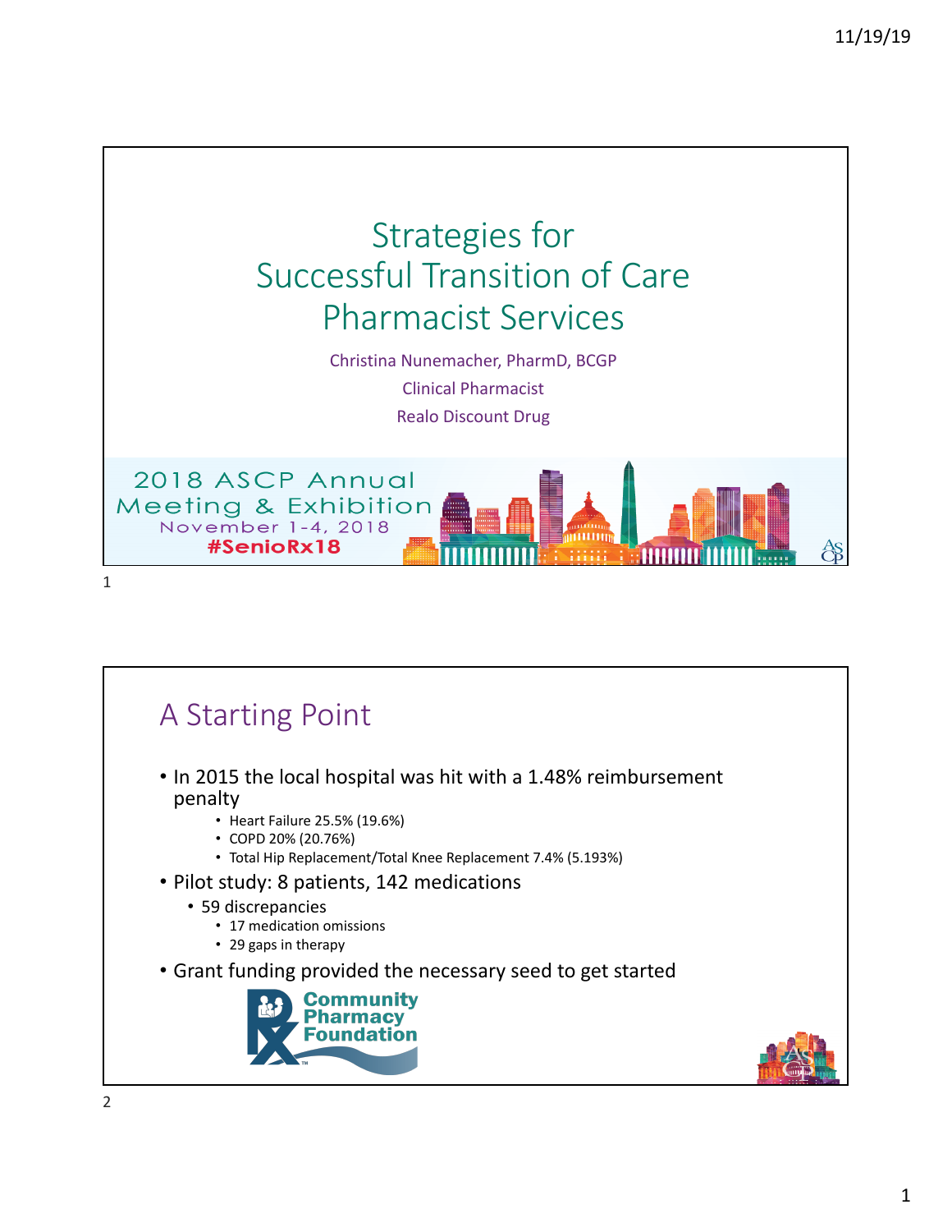# Strategies for Successful Transition of Care Pharmacist Services

Christina Nunemacher, PharmD, BCGP

Clinical Pharmacist

Realo Discount Drug

2018 ASCP Annual Meeting & Exhibition
November 1-4, 2018
#SenioRx18

## A Starting Point

- In 2015 the local hospital was hit with a 1.48% reimbursement penalty
  - Heart Failure 25.5% (19.6%)
  - COPD 20% (20.76%)
  - Total Hip Replacement/Total Knee Replacement 7.4% (5.193%)
- Pilot study: 8 patients, 142 medications
  - 59 discrepancies
    - 17 medication omissions
    - 29 gaps in therapy
- Grant funding provided the necessary seed to get started

Community Pharmacy Foundation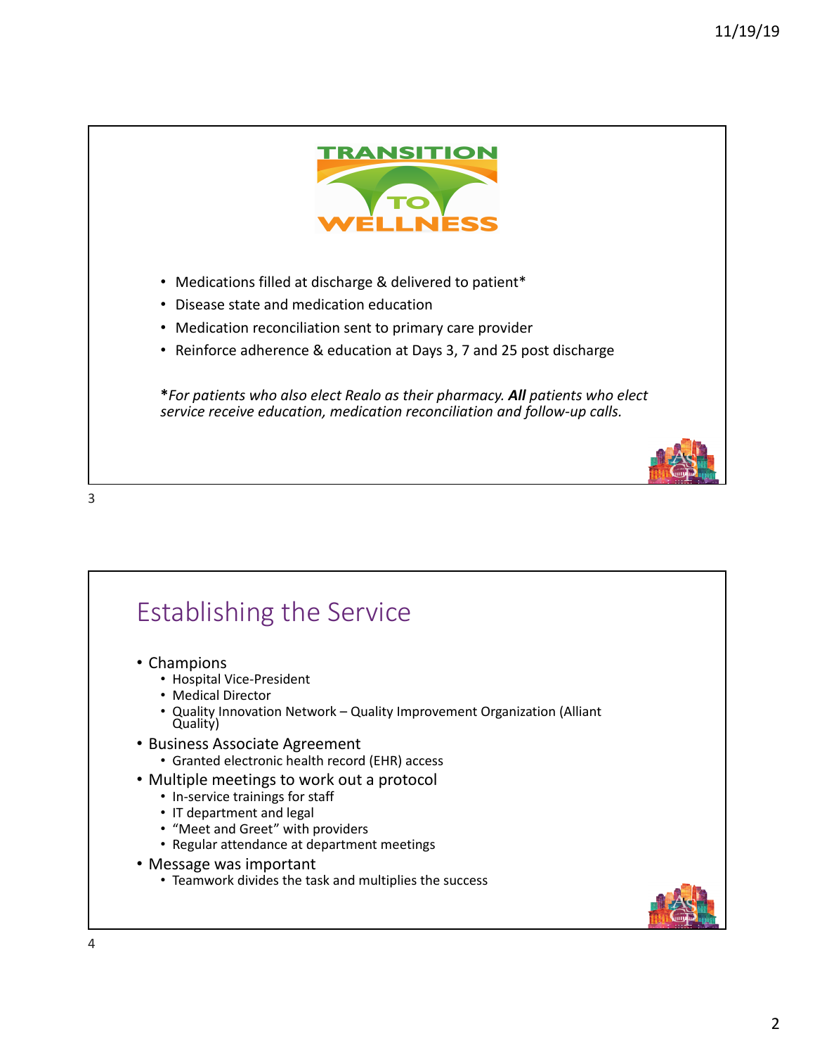# TRANSITION TO WELLNESS

- Medications filled at discharge & delivered to patient*
- Disease state and medication education
- Medication reconciliation sent to primary care provider
- Reinforce adherence & education at Days 3, 7 and 25 post discharge

***For patients who also elect Realo as their pharmacy. All** *patients who elect service receive education, medication reconciliation and follow-up calls.*

## Establishing the Service

- Champions
  - Hospital Vice-President
  - Medical Director
  - Quality Innovation Network – Quality Improvement Organization (Alliant Quality)
- Business Associate Agreement
  - Granted electronic health record (EHR) access
- Multiple meetings to work out a protocol
  - In-service trainings for staff
  - IT department and legal
  - "Meet and Greet" with providers
  - Regular attendance at department meetings
- Message was important
  - Teamwork divides the task and multiplies the success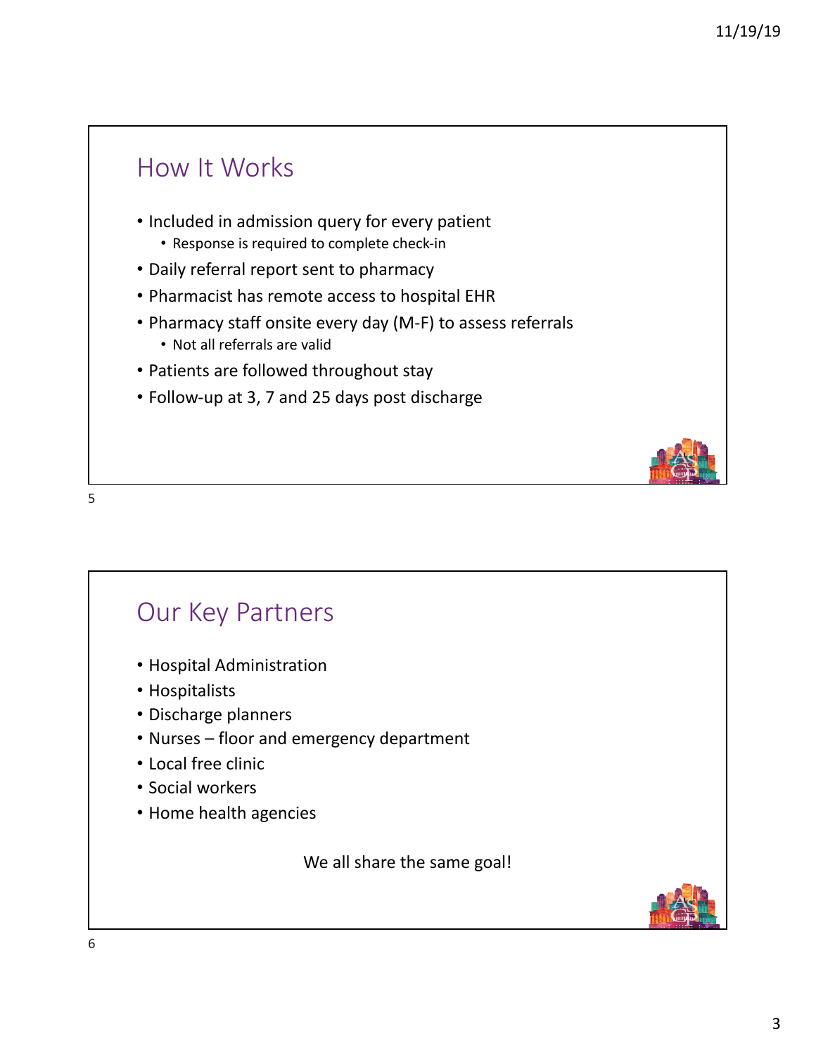## How It Works

- Included in admission query for every patient
  - Response is required to complete check-in
- Daily referral report sent to pharmacy
- Pharmacist has remote access to hospital EHR
- Pharmacy staff onsite every day (M-F) to assess referrals
  - Not all referrals are valid
- Patients are followed throughout stay
- Follow-up at 3, 7 and 25 days post discharge

## Our Key Partners

- Hospital Administration
- Hospitalists
- Discharge planners
- Nurses – floor and emergency department
- Local free clinic
- Social workers
- Home health agencies

We all share the same goal!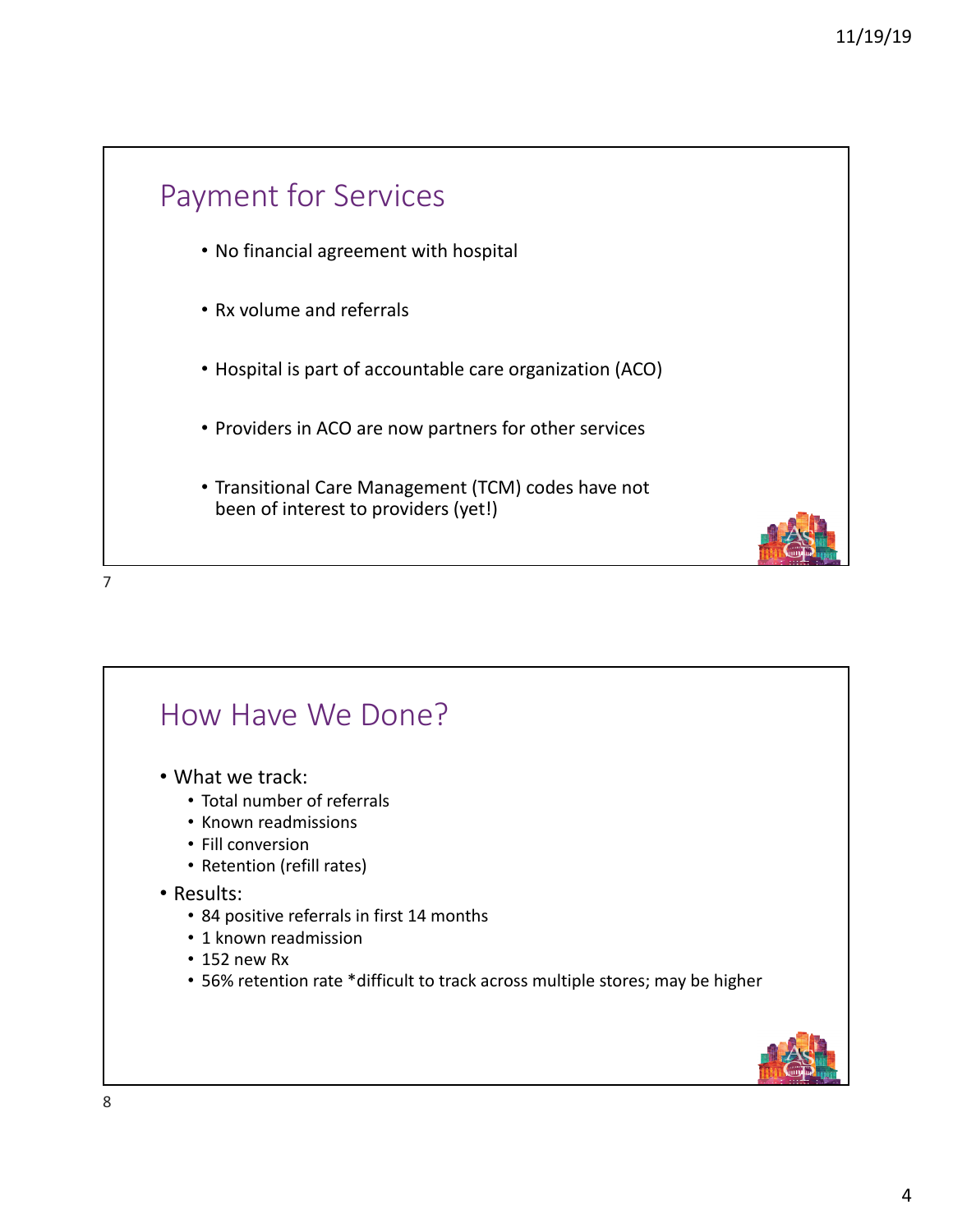## Payment for Services

- No financial agreement with hospital
- Rx volume and referrals
- Hospital is part of accountable care organization (ACO)
- Providers in ACO are now partners for other services
- Transitional Care Management (TCM) codes have not been of interest to providers (yet!)

## How Have We Done?

- What we track:
  - Total number of referrals
  - Known readmissions
  - Fill conversion
  - Retention (refill rates)
- Results:
  - 84 positive referrals in first 14 months
  - 1 known readmission
  - 152 new Rx
  - 56% retention rate *difficult to track across multiple stores; may be higher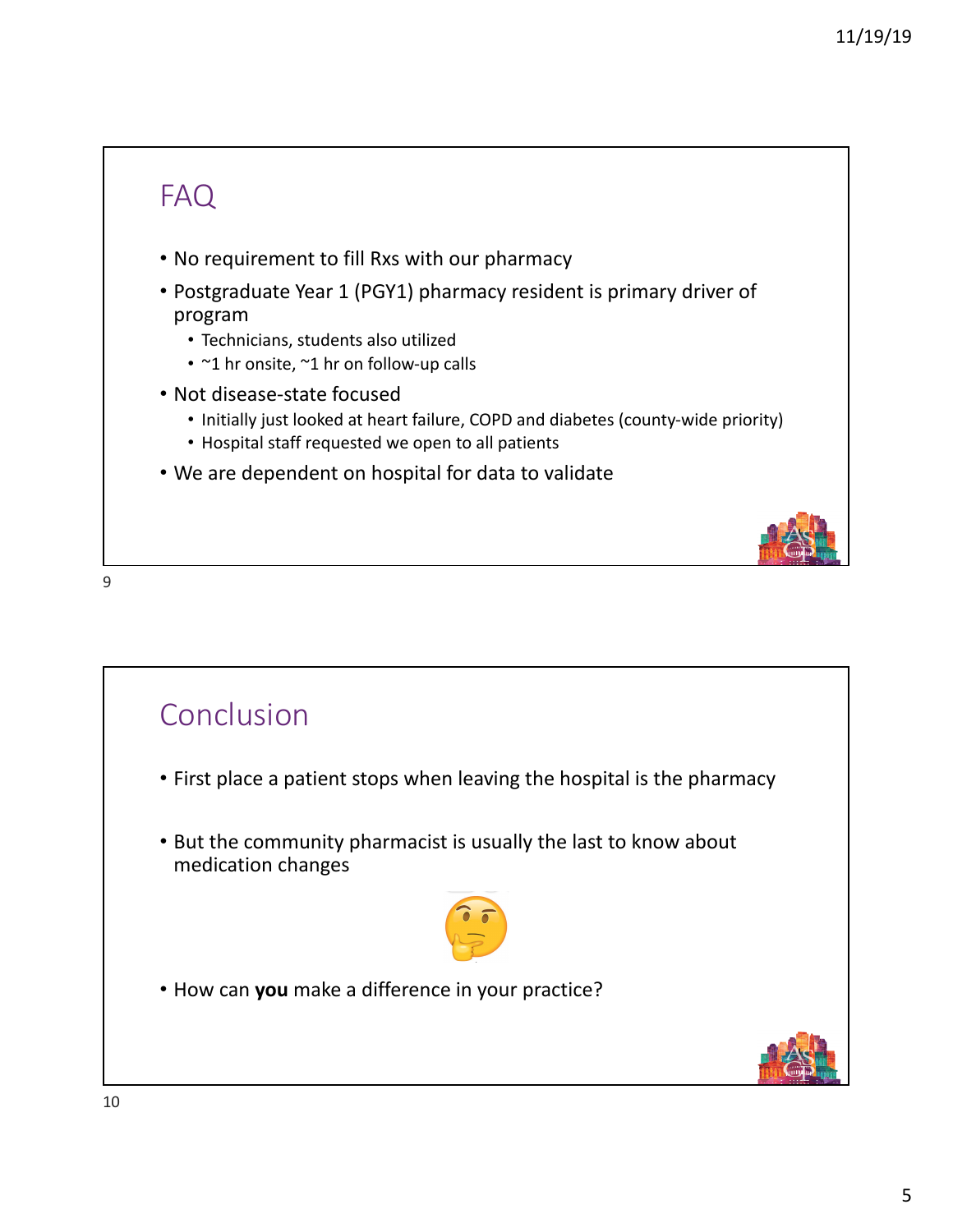## FAQ

- No requirement to fill Rxs with our pharmacy
- Postgraduate Year 1 (PGY1) pharmacy resident is primary driver of program
  - Technicians, students also utilized
  - ~1 hr onsite, ~1 hr on follow-up calls
- Not disease-state focused
  - Initially just looked at heart failure, COPD and diabetes (county-wide priority)
  - Hospital staff requested we open to all patients
- We are dependent on hospital for data to validate

## Conclusion

- First place a patient stops when leaving the hospital is the pharmacy
- But the community pharmacist is usually the last to know about medication changes
- How can **you** make a difference in your practice?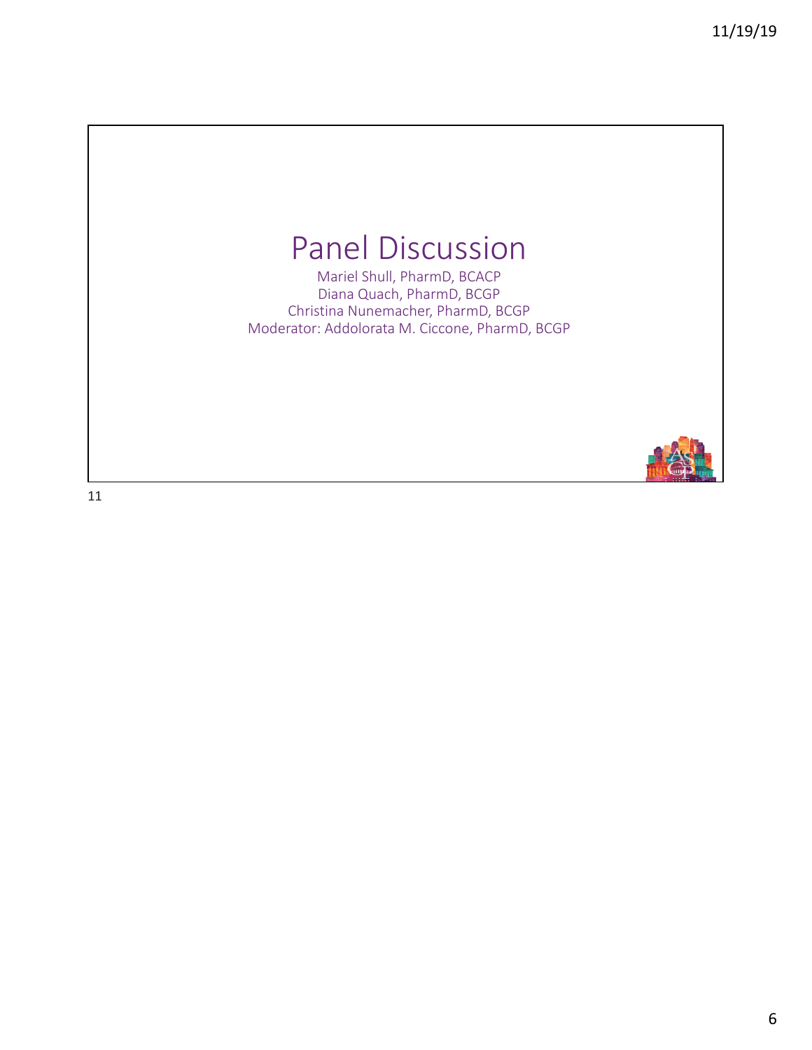# Panel Discussion

Mariel Shull, PharmD, BCACP
Diana Quach, PharmD, BCGP
Christina Nunemacher, PharmD, BCGP
Moderator: Addolorata M. Ciccone, PharmD, BCGP